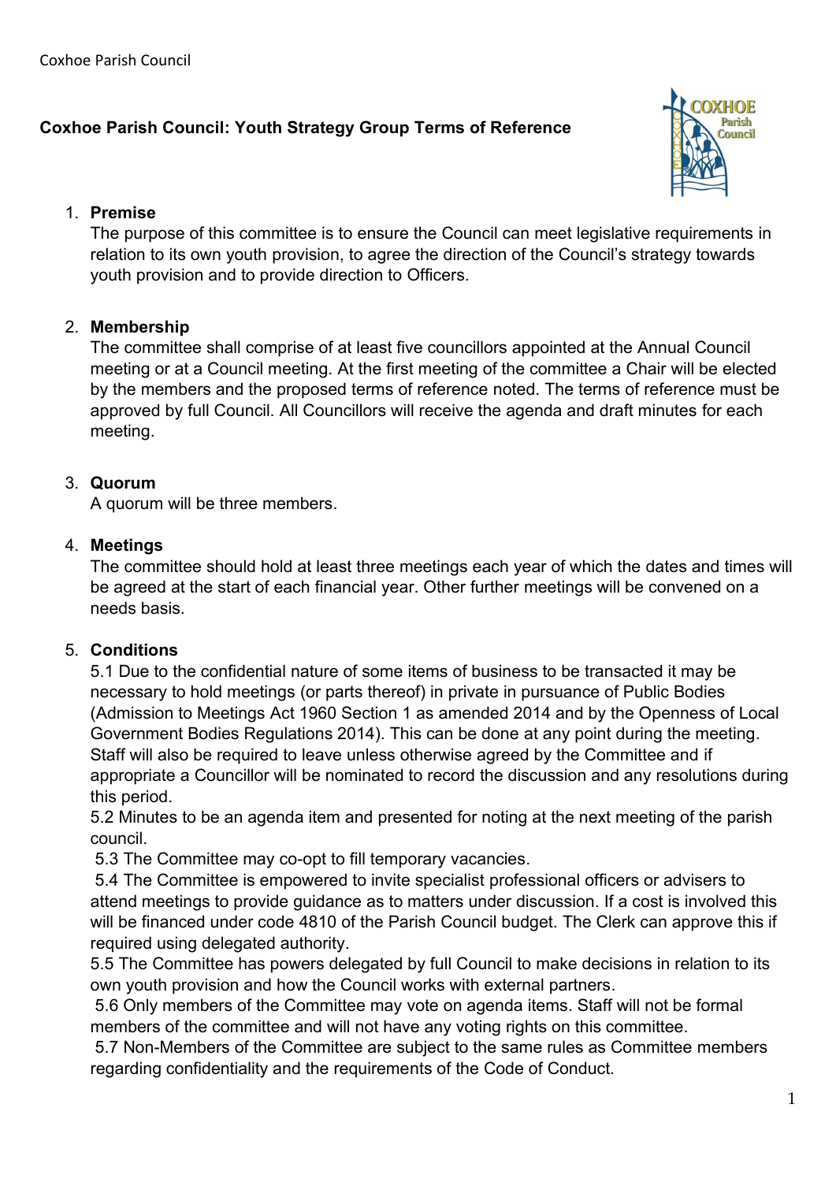# Coxhoe Parish Council: Youth Strategy Group Terms of Reference

1. **Premise**
   The purpose of this committee is to ensure the Council can meet legislative requirements in relation to its own youth provision, to agree the direction of the Council's strategy towards youth provision and to provide direction to Officers.

2. **Membership**
   The committee shall comprise of at least five councillors appointed at the Annual Council meeting or at a Council meeting. At the first meeting of the committee a Chair will be elected by the members and the proposed terms of reference noted. The terms of reference must be approved by full Council. All Councillors will receive the agenda and draft minutes for each meeting.

3. **Quorum**
   A quorum will be three members.

4. **Meetings**
   The committee should hold at least three meetings each year of which the dates and times will be agreed at the start of each financial year. Other further meetings will be convened on a needs basis.

5. **Conditions**
   5.1 Due to the confidential nature of some items of business to be transacted it may be necessary to hold meetings (or parts thereof) in private in pursuance of Public Bodies (Admission to Meetings Act 1960 Section 1 as amended 2014 and by the Openness of Local Government Bodies Regulations 2014). This can be done at any point during the meeting. Staff will also be required to leave unless otherwise agreed by the Committee and if appropriate a Councillor will be nominated to record the discussion and any resolutions during this period.
   5.2 Minutes to be an agenda item and presented for noting at the next meeting of the parish council.
   5.3 The Committee may co-opt to fill temporary vacancies.
   5.4 The Committee is empowered to invite specialist professional officers or advisers to attend meetings to provide guidance as to matters under discussion. If a cost is involved this will be financed under code 4810 of the Parish Council budget. The Clerk can approve this if required using delegated authority.
   5.5 The Committee has powers delegated by full Council to make decisions in relation to its own youth provision and how the Council works with external partners.
   5.6 Only members of the Committee may vote on agenda items. Staff will not be formal members of the committee and will not have any voting rights on this committee.
   5.7 Non-Members of the Committee are subject to the same rules as Committee members regarding confidentiality and the requirements of the Code of Conduct.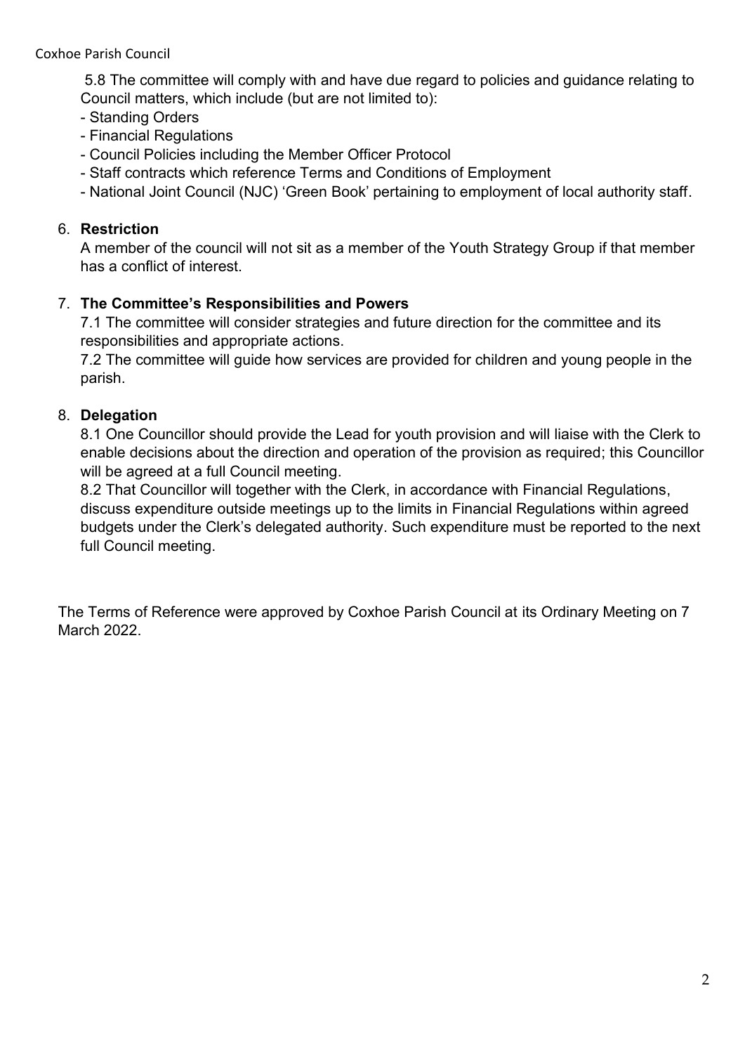5.8 The committee will comply with and have due regard to policies and guidance relating to Council matters, which include (but are not limited to):

- Standing Orders
- Financial Regulations
- Council Policies including the Member Officer Protocol
- Staff contracts which reference Terms and Conditions of Employment
- National Joint Council (NJC) 'Green Book' pertaining to employment of local authority staff.

6. **Restriction**

   A member of the council will not sit as a member of the Youth Strategy Group if that member has a conflict of interest.

7. **The Committee's Responsibilities and Powers**

   7.1 The committee will consider strategies and future direction for the committee and its responsibilities and appropriate actions.

   7.2 The committee will guide how services are provided for children and young people in the parish.

8. **Delegation**

   8.1 One Councillor should provide the Lead for youth provision and will liaise with the Clerk to enable decisions about the direction and operation of the provision as required; this Councillor will be agreed at a full Council meeting.

   8.2 That Councillor will together with the Clerk, in accordance with Financial Regulations, discuss expenditure outside meetings up to the limits in Financial Regulations within agreed budgets under the Clerk's delegated authority. Such expenditure must be reported to the next full Council meeting.

The Terms of Reference were approved by Coxhoe Parish Council at its Ordinary Meeting on 7 March 2022.